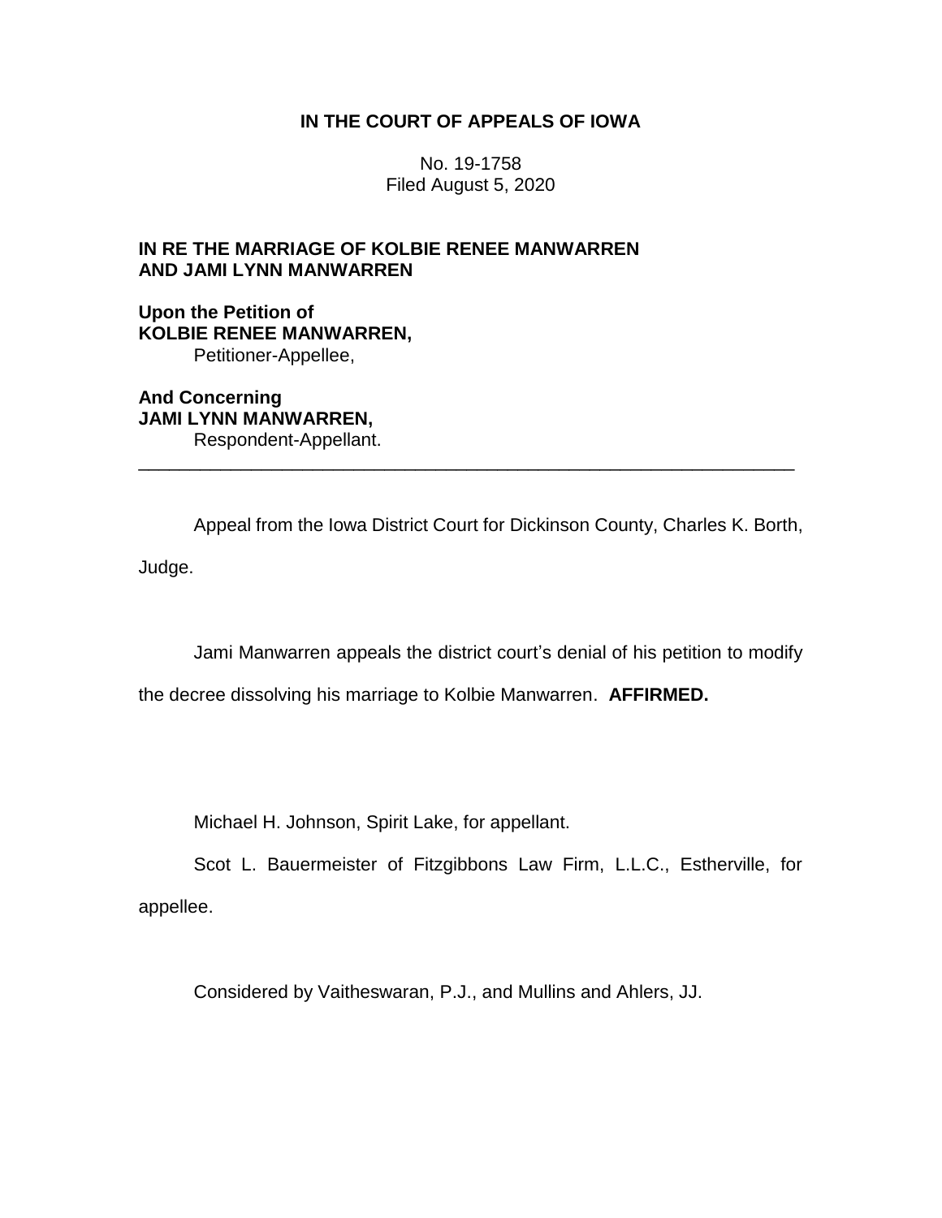# IN THE COURT OF APPEALS OF IOWA

No. 19-1758
Filed August 5, 2020

**IN RE THE MARRIAGE OF KOLBIE RENEE MANWARREN AND JAMI LYNN MANWARREN**

**Upon the Petition of**
**KOLBIE RENEE MANWARREN,**
Petitioner-Appellee,

**And Concerning**
**JAMI LYNN MANWARREN,**
Respondent-Appellant.

---

Appeal from the Iowa District Court for Dickinson County, Charles K. Borth, Judge.

Jami Manwarren appeals the district court's denial of his petition to modify the decree dissolving his marriage to Kolbie Manwarren. **AFFIRMED.**

Michael H. Johnson, Spirit Lake, for appellant.

Scot L. Bauermeister of Fitzgibbons Law Firm, L.L.C., Estherville, for appellee.

Considered by Vaitheswaran, P.J., and Mullins and Ahlers, JJ.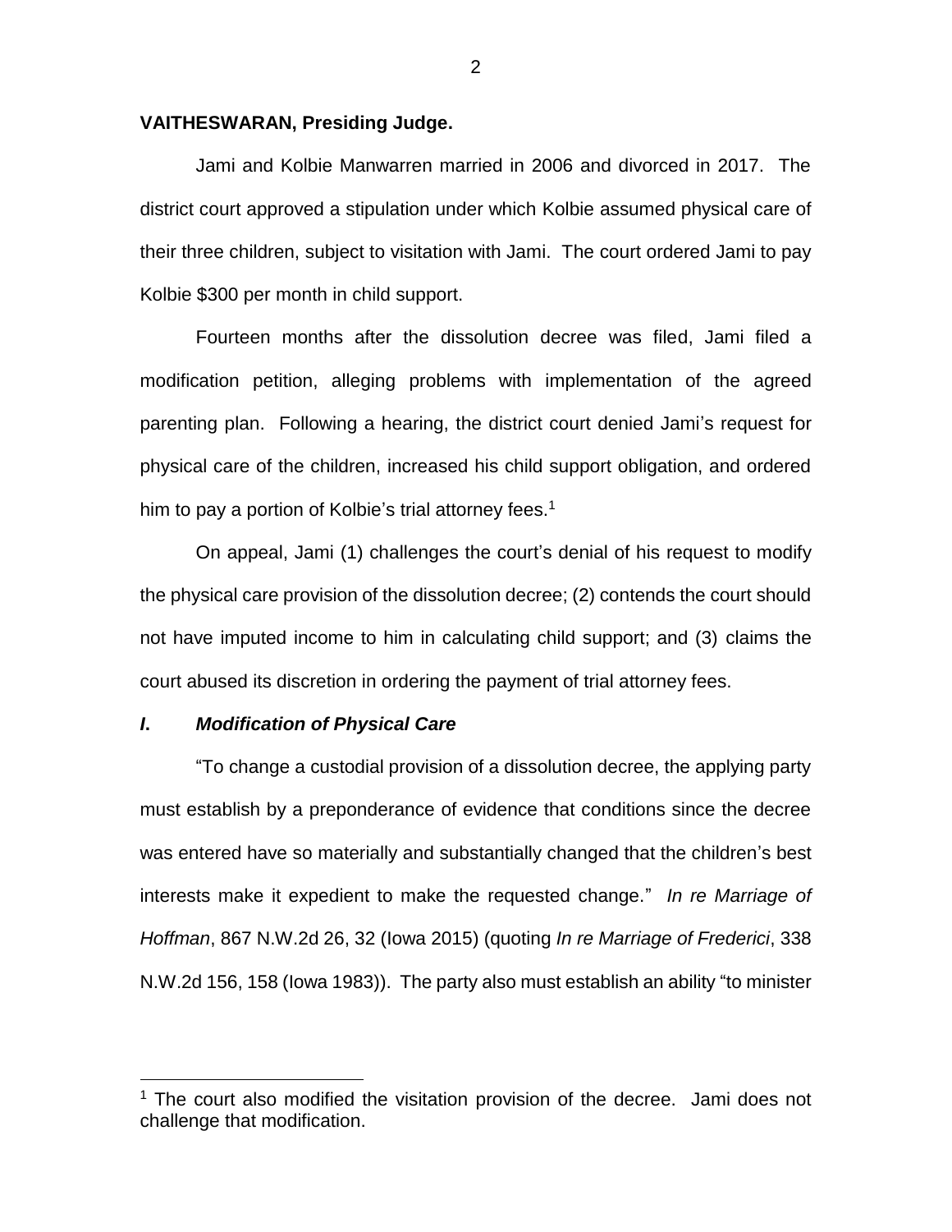**VAITHESWARAN, Presiding Judge.**

Jami and Kolbie Manwarren married in 2006 and divorced in 2017. The district court approved a stipulation under which Kolbie assumed physical care of their three children, subject to visitation with Jami. The court ordered Jami to pay Kolbie $300 per month in child support.

Fourteen months after the dissolution decree was filed, Jami filed a modification petition, alleging problems with implementation of the agreed parenting plan. Following a hearing, the district court denied Jami's request for physical care of the children, increased his child support obligation, and ordered him to pay a portion of Kolbie's trial attorney fees.[1]

On appeal, Jami (1) challenges the court's denial of his request to modify the physical care provision of the dissolution decree; (2) contends the court should not have imputed income to him in calculating child support; and (3) claims the court abused its discretion in ordering the payment of trial attorney fees.

## *I. Modification of Physical Care*

"To change a custodial provision of a dissolution decree, the applying party must establish by a preponderance of evidence that conditions since the decree was entered have so materially and substantially changed that the children's best interests make it expedient to make the requested change." *In re Marriage of Hoffman*, 867 N.W.2d 26, 32 (Iowa 2015) (quoting *In re Marriage of Frederici*, 338 N.W.2d 156, 158 (Iowa 1983)). The party also must establish an ability "to minister

[1] The court also modified the visitation provision of the decree. Jami does not challenge that modification.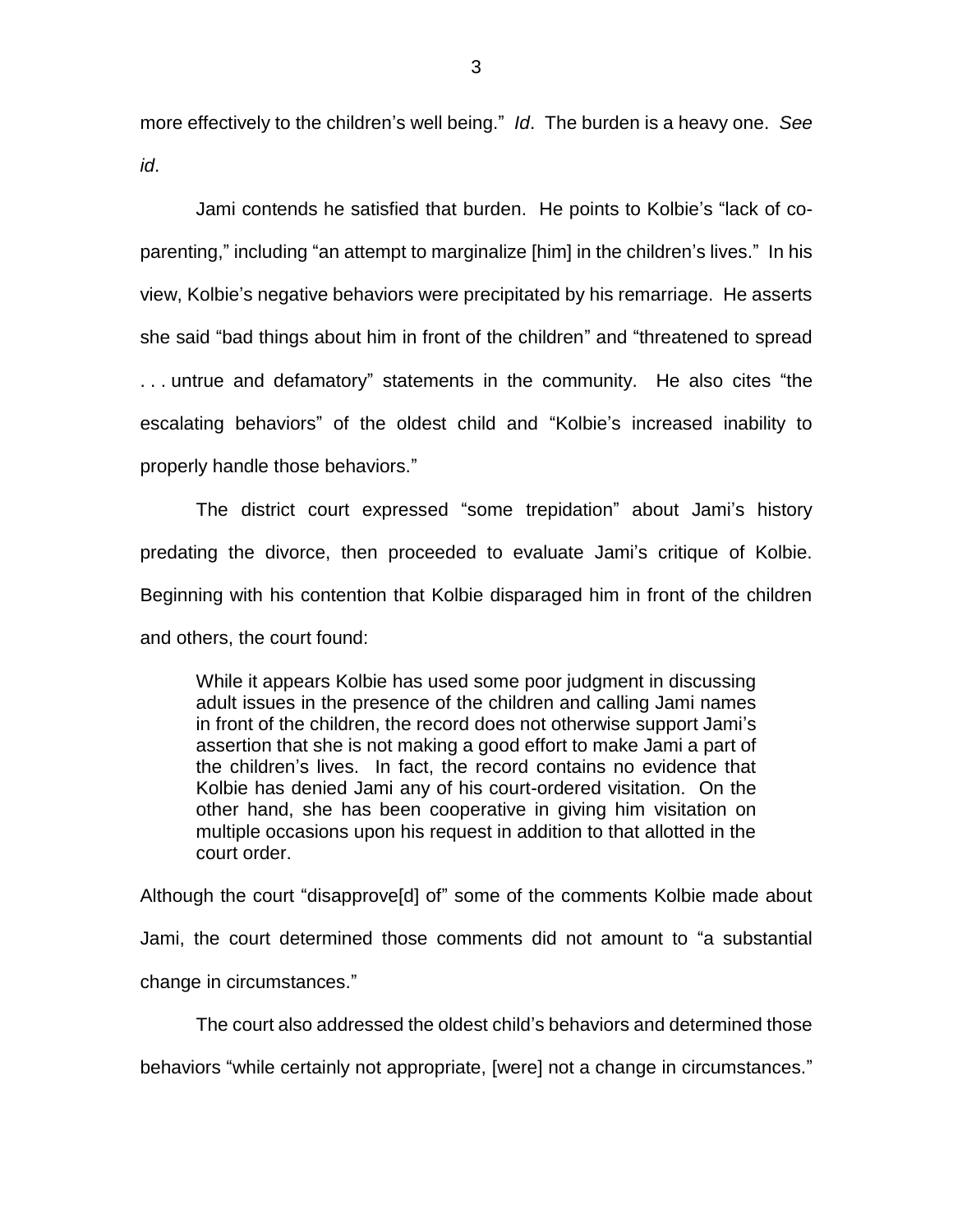more effectively to the children's well being." *Id*. The burden is a heavy one. *See id*.

Jami contends he satisfied that burden. He points to Kolbie's "lack of co-parenting," including "an attempt to marginalize [him] in the children's lives." In his view, Kolbie's negative behaviors were precipitated by his remarriage. He asserts she said "bad things about him in front of the children" and "threatened to spread . . . untrue and defamatory" statements in the community. He also cites "the escalating behaviors" of the oldest child and "Kolbie's increased inability to properly handle those behaviors."

The district court expressed "some trepidation" about Jami's history predating the divorce, then proceeded to evaluate Jami's critique of Kolbie. Beginning with his contention that Kolbie disparaged him in front of the children and others, the court found:

> While it appears Kolbie has used some poor judgment in discussing adult issues in the presence of the children and calling Jami names in front of the children, the record does not otherwise support Jami's assertion that she is not making a good effort to make Jami a part of the children's lives. In fact, the record contains no evidence that Kolbie has denied Jami any of his court-ordered visitation. On the other hand, she has been cooperative in giving him visitation on multiple occasions upon his request in addition to that allotted in the court order.

Although the court "disapprove[d] of" some of the comments Kolbie made about Jami, the court determined those comments did not amount to "a substantial change in circumstances."

The court also addressed the oldest child's behaviors and determined those behaviors "while certainly not appropriate, [were] not a change in circumstances."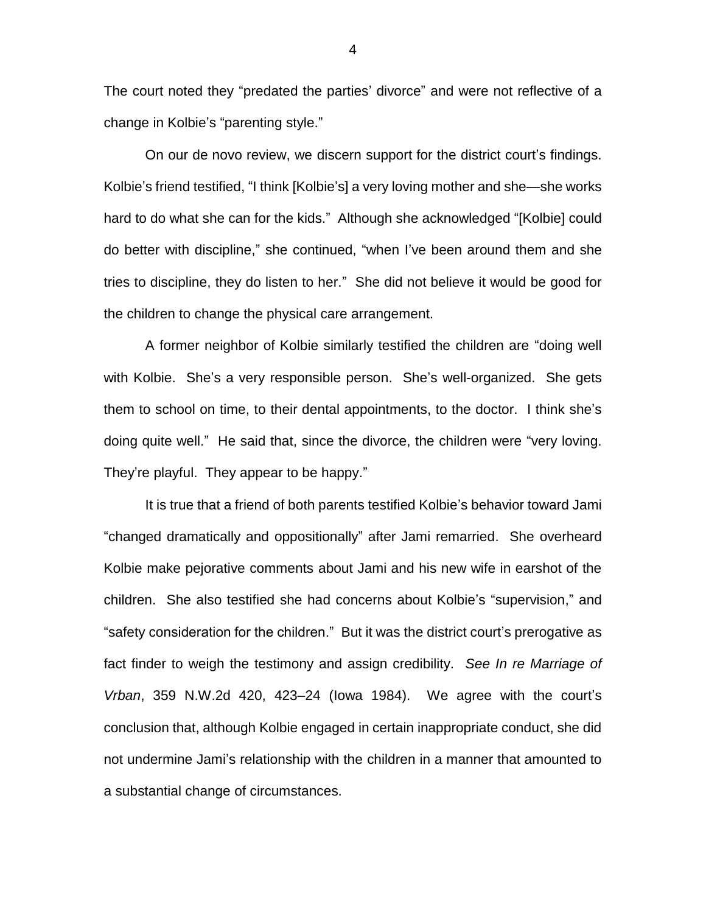The court noted they "predated the parties' divorce" and were not reflective of a change in Kolbie's "parenting style."

On our de novo review, we discern support for the district court's findings. Kolbie's friend testified, "I think [Kolbie's] a very loving mother and she—she works hard to do what she can for the kids." Although she acknowledged "[Kolbie] could do better with discipline," she continued, "when I've been around them and she tries to discipline, they do listen to her." She did not believe it would be good for the children to change the physical care arrangement.

A former neighbor of Kolbie similarly testified the children are "doing well with Kolbie. She's a very responsible person. She's well-organized. She gets them to school on time, to their dental appointments, to the doctor. I think she's doing quite well." He said that, since the divorce, the children were "very loving. They're playful. They appear to be happy."

It is true that a friend of both parents testified Kolbie's behavior toward Jami "changed dramatically and oppositionally" after Jami remarried. She overheard Kolbie make pejorative comments about Jami and his new wife in earshot of the children. She also testified she had concerns about Kolbie's "supervision," and "safety consideration for the children." But it was the district court's prerogative as fact finder to weigh the testimony and assign credibility. *See In re Marriage of Vrban*, 359 N.W.2d 420, 423–24 (Iowa 1984). We agree with the court's conclusion that, although Kolbie engaged in certain inappropriate conduct, she did not undermine Jami's relationship with the children in a manner that amounted to a substantial change of circumstances.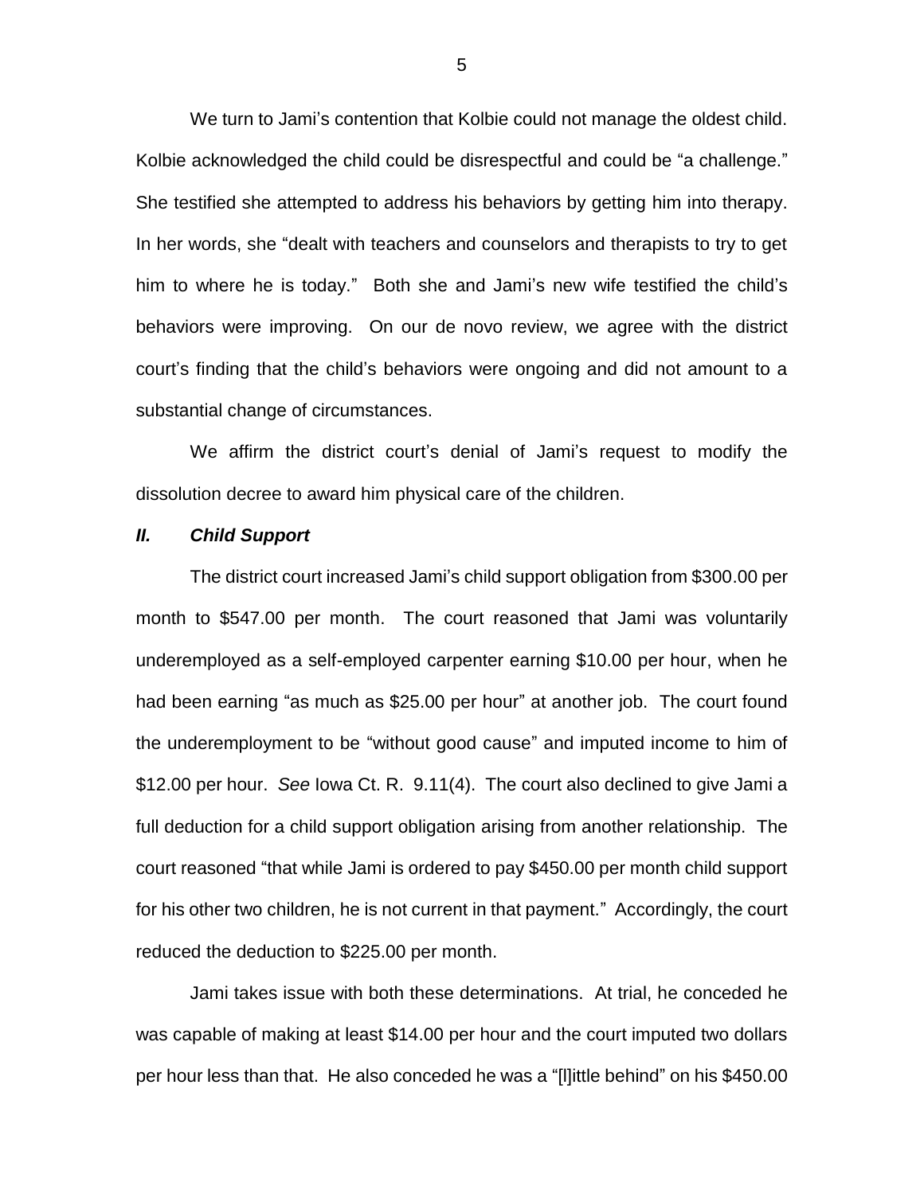We turn to Jami's contention that Kolbie could not manage the oldest child. Kolbie acknowledged the child could be disrespectful and could be "a challenge." She testified she attempted to address his behaviors by getting him into therapy. In her words, she "dealt with teachers and counselors and therapists to try to get him to where he is today." Both she and Jami's new wife testified the child's behaviors were improving. On our de novo review, we agree with the district court's finding that the child's behaviors were ongoing and did not amount to a substantial change of circumstances.

We affirm the district court's denial of Jami's request to modify the dissolution decree to award him physical care of the children.

### *II. Child Support*

The district court increased Jami's child support obligation from $300.00 per month to $547.00 per month. The court reasoned that Jami was voluntarily underemployed as a self-employed carpenter earning $10.00 per hour, when he had been earning "as much as $25.00 per hour" at another job. The court found the underemployment to be "without good cause" and imputed income to him of $12.00 per hour. *See* Iowa Ct. R. 9.11(4). The court also declined to give Jami a full deduction for a child support obligation arising from another relationship. The court reasoned "that while Jami is ordered to pay $450.00 per month child support for his other two children, he is not current in that payment." Accordingly, the court reduced the deduction to $225.00 per month.

Jami takes issue with both these determinations. At trial, he conceded he was capable of making at least $14.00 per hour and the court imputed two dollars per hour less than that. He also conceded he was a "[l]ittle behind" on his $450.00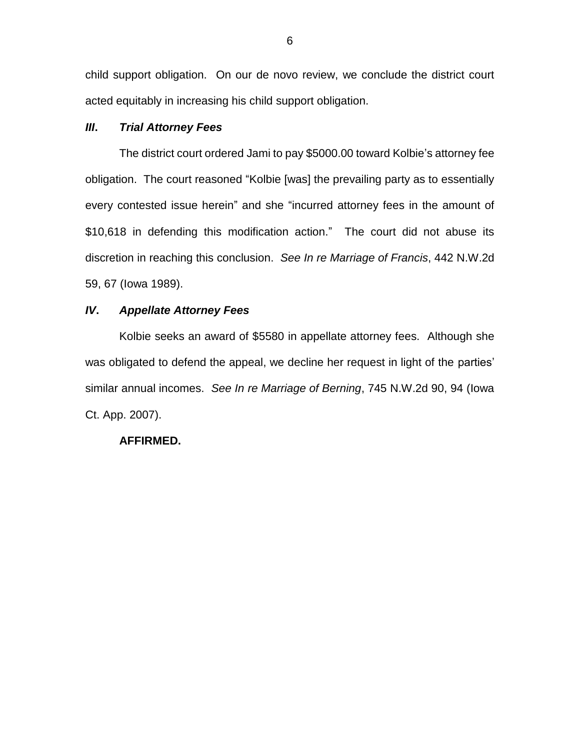child support obligation. On our de novo review, we conclude the district court acted equitably in increasing his child support obligation.

### ***III. Trial Attorney Fees***

The district court ordered Jami to pay $5000.00 toward Kolbie's attorney fee obligation. The court reasoned "Kolbie [was] the prevailing party as to essentially every contested issue herein" and she "incurred attorney fees in the amount of $10,618 in defending this modification action." The court did not abuse its discretion in reaching this conclusion. *See In re Marriage of Francis*, 442 N.W.2d 59, 67 (Iowa 1989).

### ***IV. Appellate Attorney Fees***

Kolbie seeks an award of $5580 in appellate attorney fees. Although she was obligated to defend the appeal, we decline her request in light of the parties' similar annual incomes. *See In re Marriage of Berning*, 745 N.W.2d 90, 94 (Iowa Ct. App. 2007).

**AFFIRMED.**